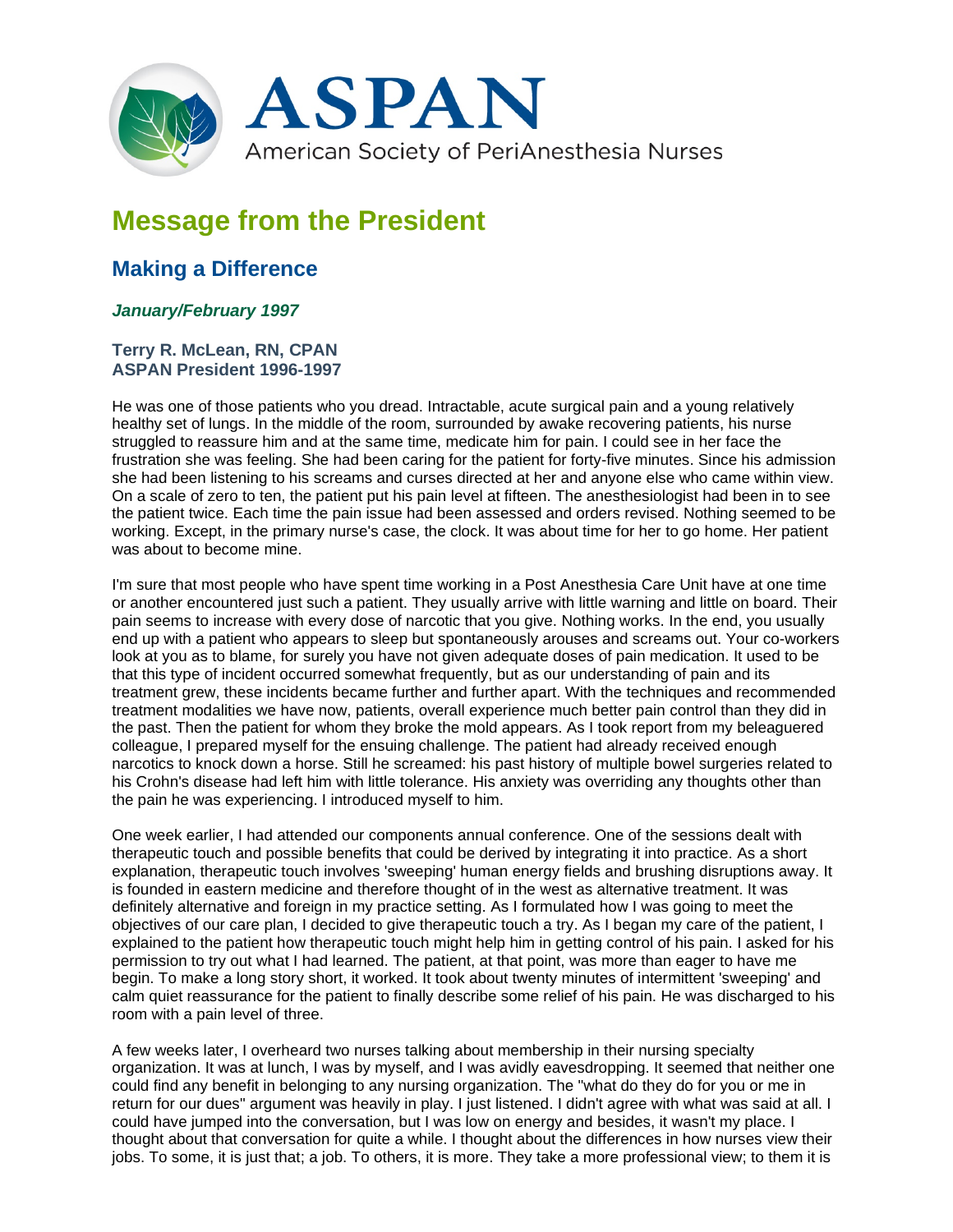ASPAN

American Society of PeriAnesthesia Nurses

# Message from the President

## Making a Difference

***January/February 1997***

**Terry R. McLean, RN, CPAN**
**ASPAN President 1996-1997**

He was one of those patients who you dread. Intractable, acute surgical pain and a young relatively healthy set of lungs. In the middle of the room, surrounded by awake recovering patients, his nurse struggled to reassure him and at the same time, medicate him for pain. I could see in her face the frustration she was feeling. She had been caring for the patient for forty-five minutes. Since his admission she had been listening to his screams and curses directed at her and anyone else who came within view. On a scale of zero to ten, the patient put his pain level at fifteen. The anesthesiologist had been in to see the patient twice. Each time the pain issue had been assessed and orders revised. Nothing seemed to be working. Except, in the primary nurse's case, the clock. It was about time for her to go home. Her patient was about to become mine.

I'm sure that most people who have spent time working in a Post Anesthesia Care Unit have at one time or another encountered just such a patient. They usually arrive with little warning and little on board. Their pain seems to increase with every dose of narcotic that you give. Nothing works. In the end, you usually end up with a patient who appears to sleep but spontaneously arouses and screams out. Your co-workers look at you as to blame, for surely you have not given adequate doses of pain medication. It used to be that this type of incident occurred somewhat frequently, but as our understanding of pain and its treatment grew, these incidents became further and further apart. With the techniques and recommended treatment modalities we have now, patients, overall experience much better pain control than they did in the past. Then the patient for whom they broke the mold appears. As I took report from my beleaguered colleague, I prepared myself for the ensuing challenge. The patient had already received enough narcotics to knock down a horse. Still he screamed: his past history of multiple bowel surgeries related to his Crohn's disease had left him with little tolerance. His anxiety was overriding any thoughts other than the pain he was experiencing. I introduced myself to him.

One week earlier, I had attended our components annual conference. One of the sessions dealt with therapeutic touch and possible benefits that could be derived by integrating it into practice. As a short explanation, therapeutic touch involves 'sweeping' human energy fields and brushing disruptions away. It is founded in eastern medicine and therefore thought of in the west as alternative treatment. It was definitely alternative and foreign in my practice setting. As I formulated how I was going to meet the objectives of our care plan, I decided to give therapeutic touch a try. As I began my care of the patient, I explained to the patient how therapeutic touch might help him in getting control of his pain. I asked for his permission to try out what I had learned. The patient, at that point, was more than eager to have me begin. To make a long story short, it worked. It took about twenty minutes of intermittent 'sweeping' and calm quiet reassurance for the patient to finally describe some relief of his pain. He was discharged to his room with a pain level of three.

A few weeks later, I overheard two nurses talking about membership in their nursing specialty organization. It was at lunch, I was by myself, and I was avidly eavesdropping. It seemed that neither one could find any benefit in belonging to any nursing organization. The "what do they do for you or me in return for our dues" argument was heavily in play. I just listened. I didn't agree with what was said at all. I could have jumped into the conversation, but I was low on energy and besides, it wasn't my place. I thought about that conversation for quite a while. I thought about the differences in how nurses view their jobs. To some, it is just that; a job. To others, it is more. They take a more professional view; to them it is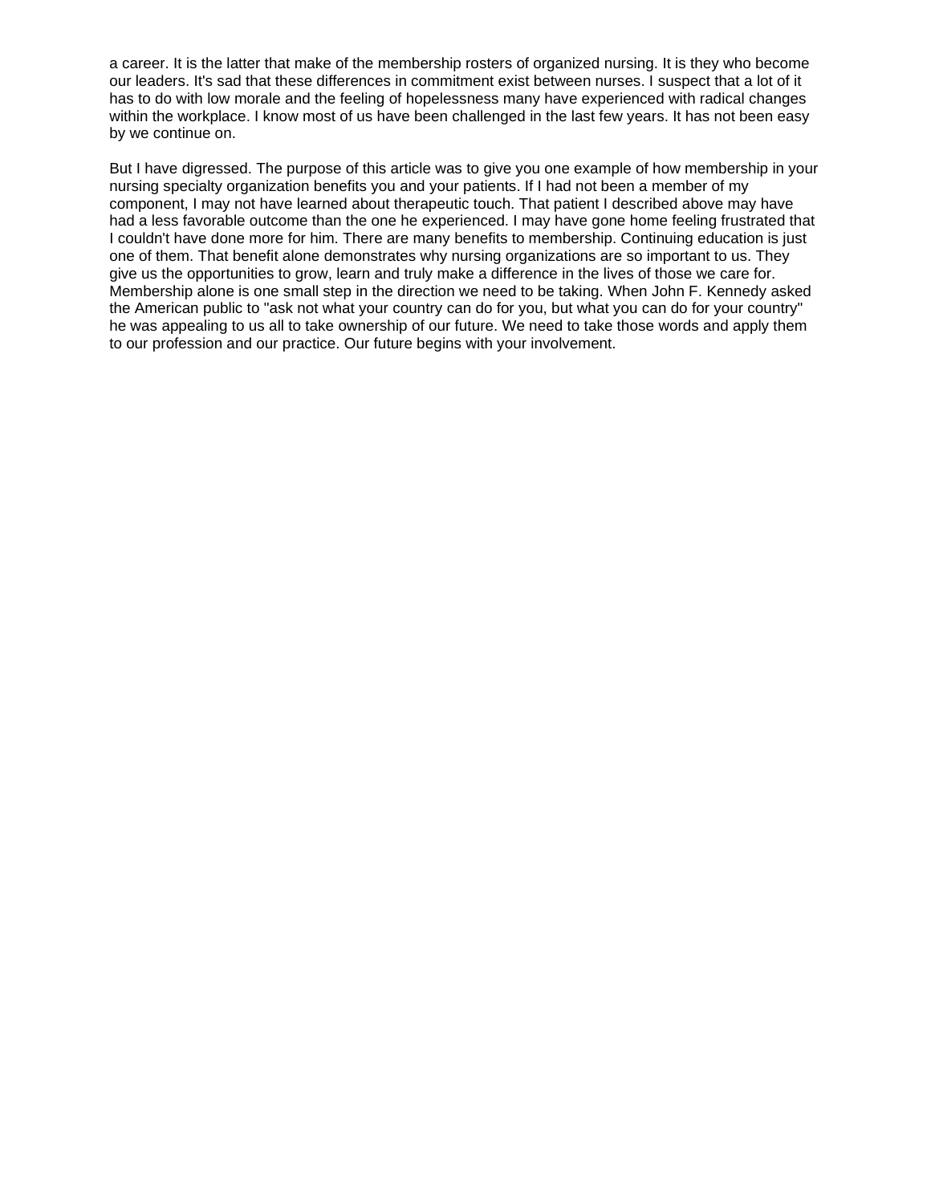a career. It is the latter that make of the membership rosters of organized nursing. It is they who become our leaders. It's sad that these differences in commitment exist between nurses. I suspect that a lot of it has to do with low morale and the feeling of hopelessness many have experienced with radical changes within the workplace. I know most of us have been challenged in the last few years. It has not been easy by we continue on.

But I have digressed. The purpose of this article was to give you one example of how membership in your nursing specialty organization benefits you and your patients. If I had not been a member of my component, I may not have learned about therapeutic touch. That patient I described above may have had a less favorable outcome than the one he experienced. I may have gone home feeling frustrated that I couldn't have done more for him. There are many benefits to membership. Continuing education is just one of them. That benefit alone demonstrates why nursing organizations are so important to us. They give us the opportunities to grow, learn and truly make a difference in the lives of those we care for. Membership alone is one small step in the direction we need to be taking. When John F. Kennedy asked the American public to "ask not what your country can do for you, but what you can do for your country" he was appealing to us all to take ownership of our future. We need to take those words and apply them to our profession and our practice. Our future begins with your involvement.